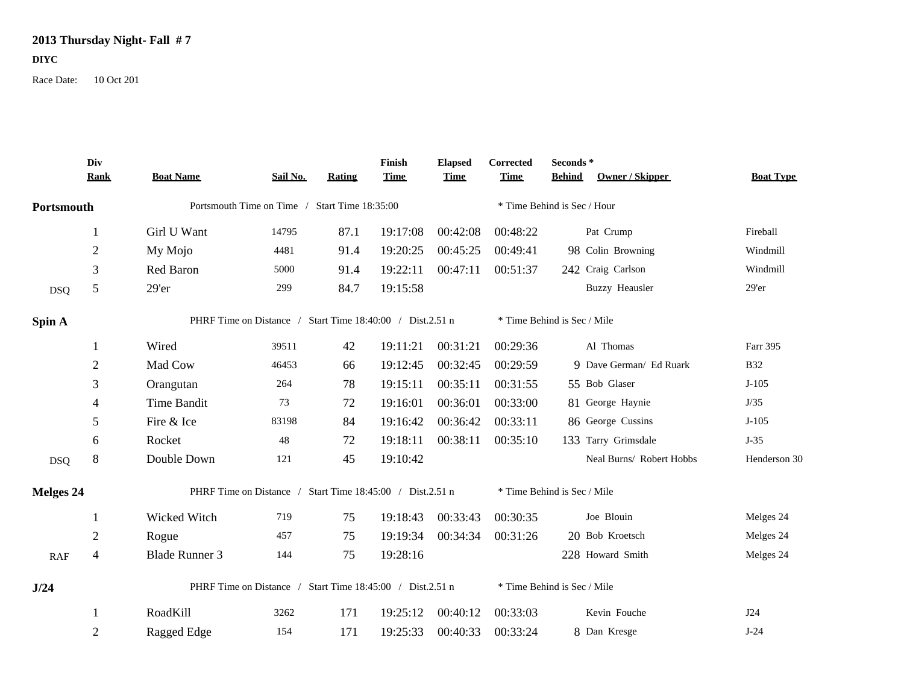# 2013 Thursday Night- Fall # 7

**DIYC**

Race Date: 10 Oct 201

| | Div Rank | Boat Name | Sail No. | Rating | Finish Time | Elapsed Time | Corrected Time | Seconds * Behind | Owner / Skipper | Boat Type |
|---|---|---|---|---|---|---|---|---|---|---|
| **Portsmouth** | | Portsmouth Time on Time / Start Time 18:35:00 | | | | | * Time Behind is Sec / Hour | | | |
| | 1 | Girl U Want | 14795 | 87.1 | 19:17:08 | 00:42:08 | 00:48:22 | | Pat Crump | Fireball |
| | 2 | My Mojo | 4481 | 91.4 | 19:20:25 | 00:45:25 | 00:49:41 | 98 | Colin Browning | Windmill |
| | 3 | Red Baron | 5000 | 91.4 | 19:22:11 | 00:47:11 | 00:51:37 | 242 | Craig Carlson | Windmill |
| DSQ | 5 | 29'er | 299 | 84.7 | 19:15:58 | | | | Buzzy Heausler | 29'er |
| **Spin A** | | PHRF Time on Distance / Start Time 18:40:00 / Dist.2.51 n | | | | | * Time Behind is Sec / Mile | | | |
| | 1 | Wired | 39511 | 42 | 19:11:21 | 00:31:21 | 00:29:36 | | Al Thomas | Farr 395 |
| | 2 | Mad Cow | 46453 | 66 | 19:12:45 | 00:32:45 | 00:29:59 | 9 | Dave German/ Ed Ruark | B32 |
| | 3 | Orangutan | 264 | 78 | 19:15:11 | 00:35:11 | 00:31:55 | 55 | Bob Glaser | J-105 |
| | 4 | Time Bandit | 73 | 72 | 19:16:01 | 00:36:01 | 00:33:00 | 81 | George Haynie | J/35 |
| | 5 | Fire & Ice | 83198 | 84 | 19:16:42 | 00:36:42 | 00:33:11 | 86 | George Cussins | J-105 |
| | 6 | Rocket | 48 | 72 | 19:18:11 | 00:38:11 | 00:35:10 | 133 | Tarry Grimsdale | J-35 |
| DSQ | 8 | Double Down | 121 | 45 | 19:10:42 | | | | Neal Burns/ Robert Hobbs | Henderson 30 |
| **Melges 24** | | PHRF Time on Distance / Start Time 18:45:00 / Dist.2.51 n | | | | | * Time Behind is Sec / Mile | | | |
| | 1 | Wicked Witch | 719 | 75 | 19:18:43 | 00:33:43 | 00:30:35 | | Joe Blouin | Melges 24 |
| | 2 | Rogue | 457 | 75 | 19:19:34 | 00:34:34 | 00:31:26 | 20 | Bob Kroetsch | Melges 24 |
| RAF | 4 | Blade Runner 3 | 144 | 75 | 19:28:16 | | | 228 | Howard Smith | Melges 24 |
| **J/24** | | PHRF Time on Distance / Start Time 18:45:00 / Dist.2.51 n | | | | | * Time Behind is Sec / Mile | | | |
| | 1 | RoadKill | 3262 | 171 | 19:25:12 | 00:40:12 | 00:33:03 | | Kevin Fouche | J24 |
| | 2 | Ragged Edge | 154 | 171 | 19:25:33 | 00:40:33 | 00:33:24 | 8 | Dan Kresge | J-24 |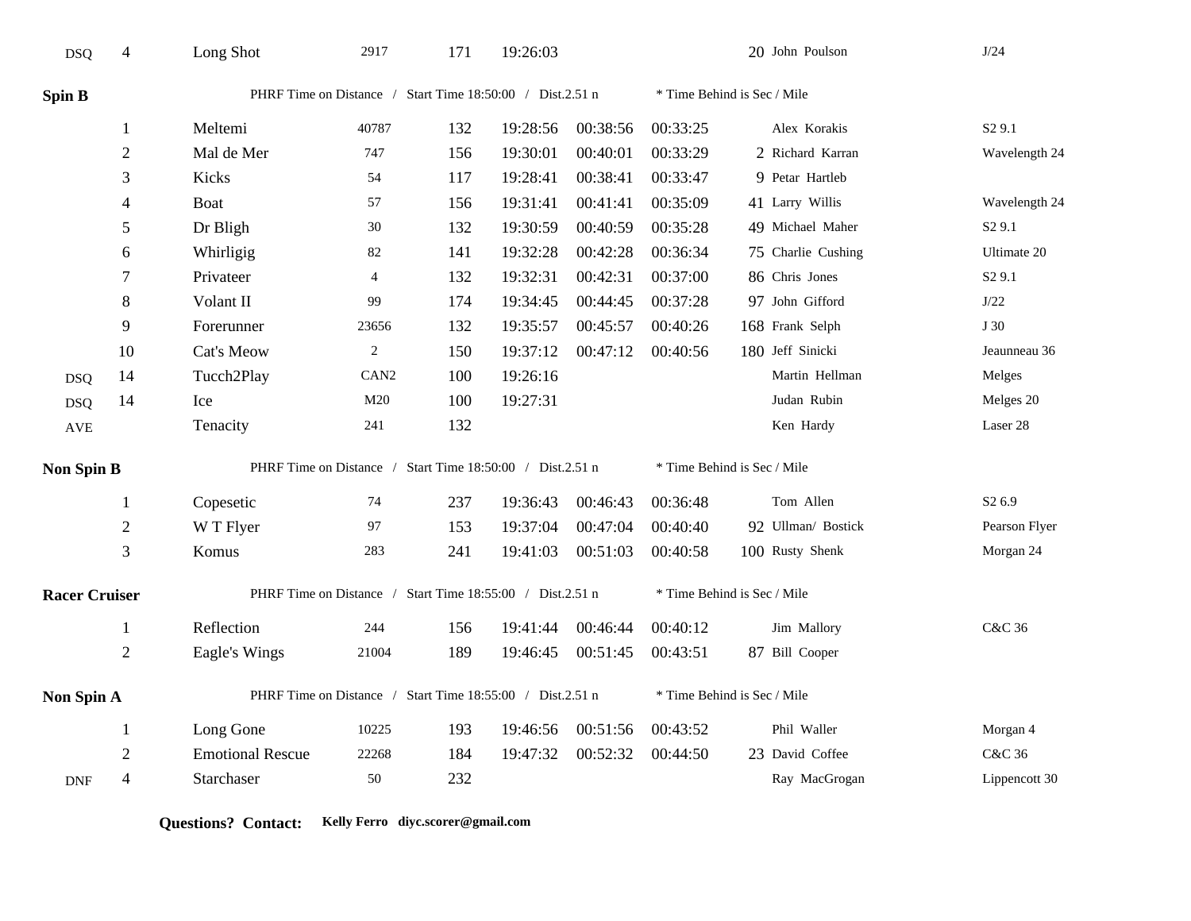| | | | | | | | | | | |
|---|---|---|---|---|---|---|---|---|---|---|
| DSQ | 4 | Long Shot | 2917 | 171 | 19:26:03 | | | 20 | John Poulson | J/24 |

**Spin B** PHRF Time on Distance / Start Time 18:50:00 / Dist.2.51 n * Time Behind is Sec / Mile

| | | | | | | | | | | |
|---|---|---|---|---|---|---|---|---|---|---|
| | 1 | Meltemi | 40787 | 132 | 19:28:56 | 00:38:56 | 00:33:25 | | Alex Korakis | S2 9.1 |
| | 2 | Mal de Mer | 747 | 156 | 19:30:01 | 00:40:01 | 00:33:29 | 2 | Richard Karran | Wavelength 24 |
| | 3 | Kicks | 54 | 117 | 19:28:41 | 00:38:41 | 00:33:47 | 9 | Petar Hartleb | |
| | 4 | Boat | 57 | 156 | 19:31:41 | 00:41:41 | 00:35:09 | 41 | Larry Willis | Wavelength 24 |
| | 5 | Dr Bligh | 30 | 132 | 19:30:59 | 00:40:59 | 00:35:28 | 49 | Michael Maher | S2 9.1 |
| | 6 | Whirligig | 82 | 141 | 19:32:28 | 00:42:28 | 00:36:34 | 75 | Charlie Cushing | Ultimate 20 |
| | 7 | Privateer | 4 | 132 | 19:32:31 | 00:42:31 | 00:37:00 | 86 | Chris Jones | S2 9.1 |
| | 8 | Volant II | 99 | 174 | 19:34:45 | 00:44:45 | 00:37:28 | 97 | John Gifford | J/22 |
| | 9 | Forerunner | 23656 | 132 | 19:35:57 | 00:45:57 | 00:40:26 | 168 | Frank Selph | J 30 |
| | 10 | Cat's Meow | 2 | 150 | 19:37:12 | 00:47:12 | 00:40:56 | 180 | Jeff Sinicki | Jeaunneau 36 |
| DSQ | 14 | Tucch2Play | CAN2 | 100 | 19:26:16 | | | | Martin Hellman | Melges |
| DSQ | 14 | Ice | M20 | 100 | 19:27:31 | | | | Judan Rubin | Melges 20 |
| AVE | | Tenacity | 241 | 132 | | | | | Ken Hardy | Laser 28 |

**Non Spin B** PHRF Time on Distance / Start Time 18:50:00 / Dist.2.51 n * Time Behind is Sec / Mile

| | | | | | | | | | | |
|---|---|---|---|---|---|---|---|---|---|---|
| | 1 | Copesetic | 74 | 237 | 19:36:43 | 00:46:43 | 00:36:48 | | Tom Allen | S2 6.9 |
| | 2 | W T Flyer | 97 | 153 | 19:37:04 | 00:47:04 | 00:40:40 | 92 | Ullman/ Bostick | Pearson Flyer |
| | 3 | Komus | 283 | 241 | 19:41:03 | 00:51:03 | 00:40:58 | 100 | Rusty Shenk | Morgan 24 |

**Racer Cruiser** PHRF Time on Distance / Start Time 18:55:00 / Dist.2.51 n * Time Behind is Sec / Mile

| | | | | | | | | | | |
|---|---|---|---|---|---|---|---|---|---|---|
| | 1 | Reflection | 244 | 156 | 19:41:44 | 00:46:44 | 00:40:12 | | Jim Mallory | C&C 36 |
| | 2 | Eagle's Wings | 21004 | 189 | 19:46:45 | 00:51:45 | 00:43:51 | 87 | Bill Cooper | |

**Non Spin A** PHRF Time on Distance / Start Time 18:55:00 / Dist.2.51 n * Time Behind is Sec / Mile

| | | | | | | | | | | |
|---|---|---|---|---|---|---|---|---|---|---|
| | 1 | Long Gone | 10225 | 193 | 19:46:56 | 00:51:56 | 00:43:52 | | Phil Waller | Morgan 4 |
| | 2 | Emotional Rescue | 22268 | 184 | 19:47:32 | 00:52:32 | 00:44:50 | 23 | David Coffee | C&C 36 |
| DNF | 4 | Starchaser | 50 | 232 | | | | | Ray MacGrogan | Lippencott 30 |

**Questions? Contact:** **Kelly Ferro diyc.scorer@gmail.com**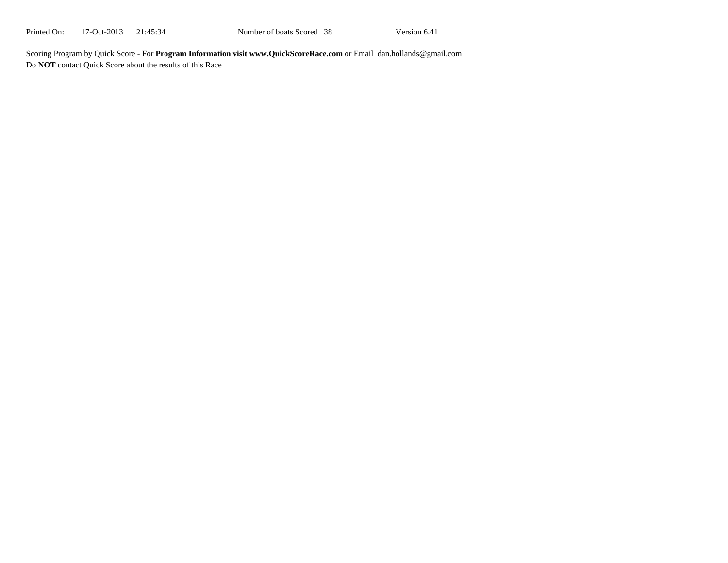Printed On: 17-Oct-2013 21:45:34 Number of boats Scored 38 Version 6.41

Scoring Program by Quick Score - For **Program Information visit www.QuickScoreRace.com** or Email dan.hollands@gmail.com
Do **NOT** contact Quick Score about the results of this Race